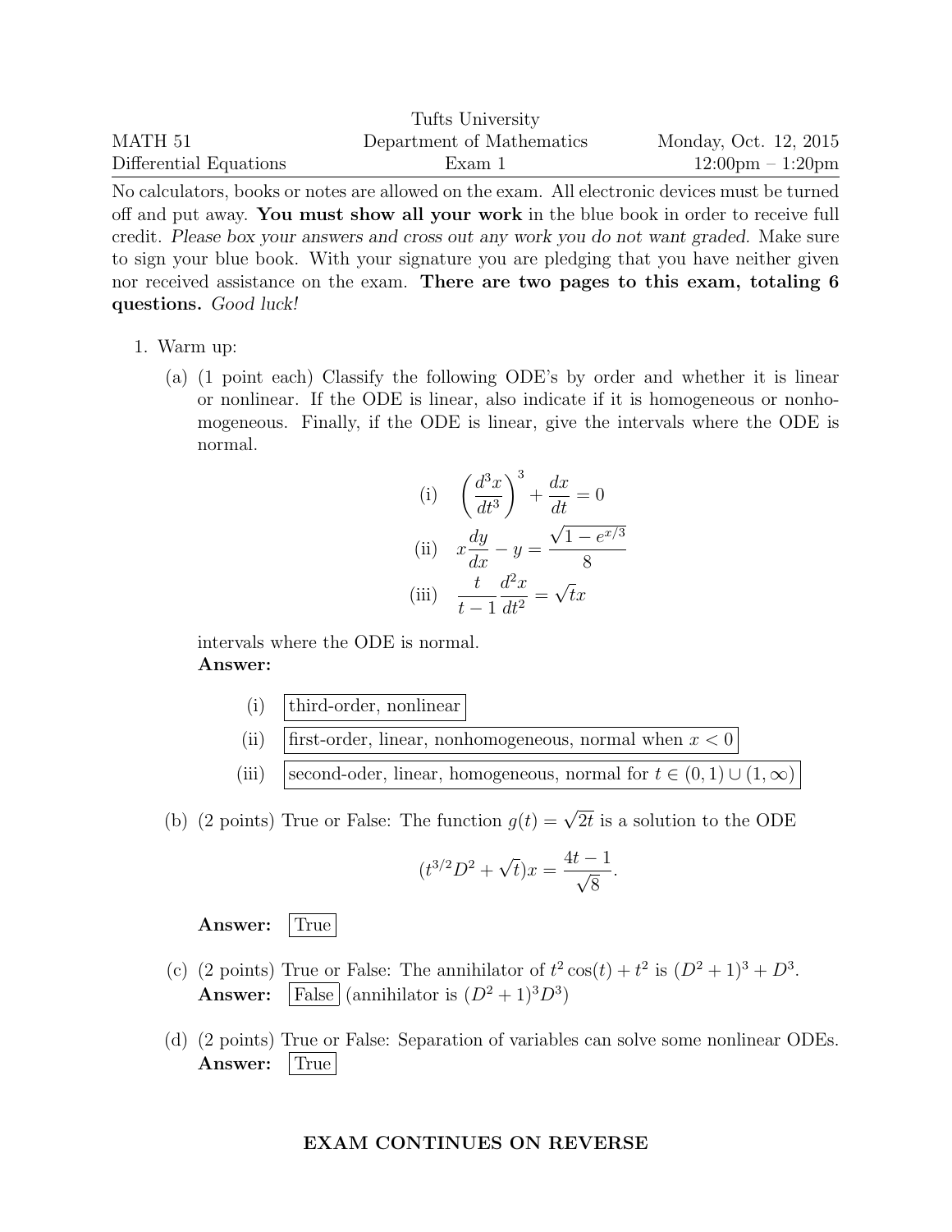| MATH 51 | Tufts University<br>Department of Mathematics | Monday, Oct. 12, 2015 |
| --- | --- | --- |
| Differential Equations | Exam 1 | 12:00pm – 1:20pm |

No calculators, books or notes are allowed on the exam. All electronic devices must be turned off and put away. **You must show all your work** in the blue book in order to receive full credit. *Please box your answers and cross out any work you do not want graded.* Make sure to sign your blue book. With your signature you are pledging that you have neither given nor received assistance on the exam. **There are two pages to this exam, totaling 6 questions.** *Good luck!*

1. Warm up:

   (a) (1 point each) Classify the following ODE's by order and whether it is linear or nonlinear. If the ODE is linear, also indicate if it is homogeneous or nonhomogeneous. Finally, if the ODE is linear, give the intervals where the ODE is normal.

   $$\text{(i)} \quad \left(\frac{d^3x}{dt^3}\right)^3 + \frac{dx}{dt} = 0$$

   $$\text{(ii)} \quad x\frac{dy}{dx} - y = \frac{\sqrt{1 - e^{x/3}}}{8}$$

   $$\text{(iii)} \quad \frac{t}{t-1}\frac{d^2x}{dt^2} = \sqrt{t}x$$

   intervals where the ODE is normal.
   **Answer:**

   (i) $\boxed{\text{third-order, nonlinear}}$

   (ii) $\boxed{\text{first-order, linear, nonhomogeneous, normal when } x < 0}$

   (iii) $\boxed{\text{second-oder, linear, homogeneous, normal for } t \in (0,1) \cup (1, \infty)}$

   (b) (2 points) True or False: The function $g(t) = \sqrt{2t}$ is a solution to the ODE

   $$(t^{3/2}D^2 + \sqrt{t})x = \frac{4t - 1}{\sqrt{8}}.$$

   **Answer:** $\boxed{\text{True}}$

   (c) (2 points) True or False: The annihilator of $t^2\cos(t) + t^2$ is $(D^2 + 1)^3 + D^3$.
   **Answer:** $\boxed{\text{False}}$ (annihilator is $(D^2 + 1)^3 D^3$)

   (d) (2 points) True or False: Separation of variables can solve some nonlinear ODEs.
   **Answer:** $\boxed{\text{True}}$

**EXAM CONTINUES ON REVERSE**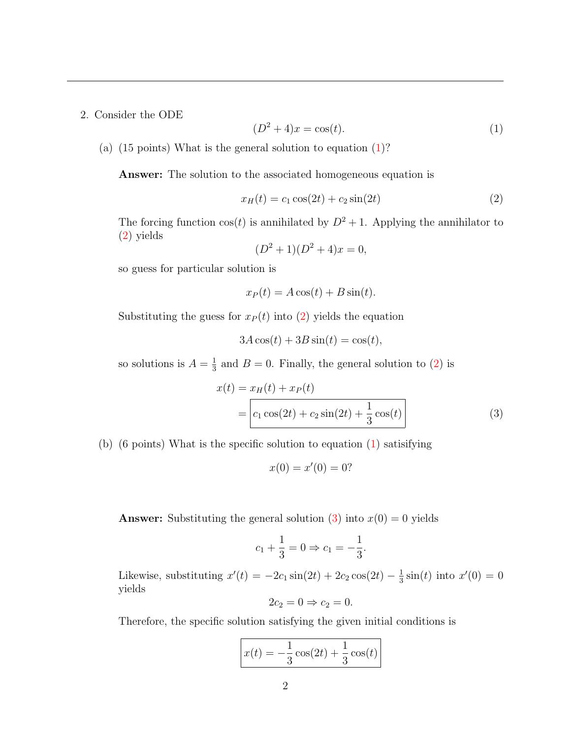2. Consider the ODE

$$(D^2 + 4)x = \cos(t). \tag{1}$$

(a) (15 points) What is the general solution to equation (1)?

**Answer:** The solution to the associated homogeneous equation is

$$x_H(t) = c_1 \cos(2t) + c_2 \sin(2t) \tag{2}$$

The forcing function $\cos(t)$ is annihilated by $D^2 + 1$. Applying the annihilator to (2) yields

$$(D^2 + 1)(D^2 + 4)x = 0,$$

so guess for particular solution is

$$x_P(t) = A\cos(t) + B\sin(t).$$

Substituting the guess for $x_P(t)$ into (2) yields the equation

$$3A\cos(t) + 3B\sin(t) = \cos(t),$$

so solutions is $A = \frac{1}{3}$ and $B = 0$. Finally, the general solution to (2) is

$$\begin{aligned} x(t) &= x_H(t) + x_P(t) \\ &= \boxed{c_1 \cos(2t) + c_2 \sin(2t) + \frac{1}{3}\cos(t)} \end{aligned} \tag{3}$$

(b) (6 points) What is the specific solution to equation (1) satisifying

$$x(0) = x'(0) = 0?$$

**Answer:** Substituting the general solution (3) into $x(0) = 0$ yields

$$c_1 + \frac{1}{3} = 0 \Rightarrow c_1 = -\frac{1}{3}.$$

Likewise, substituting $x'(t) = -2c_1 \sin(2t) + 2c_2 \cos(2t) - \frac{1}{3}\sin(t)$ into $x'(0) = 0$ yields

$$2c_2 = 0 \Rightarrow c_2 = 0.$$

Therefore, the specific solution satisfying the given initial conditions is

$$\boxed{x(t) = -\frac{1}{3}\cos(2t) + \frac{1}{3}\cos(t)}$$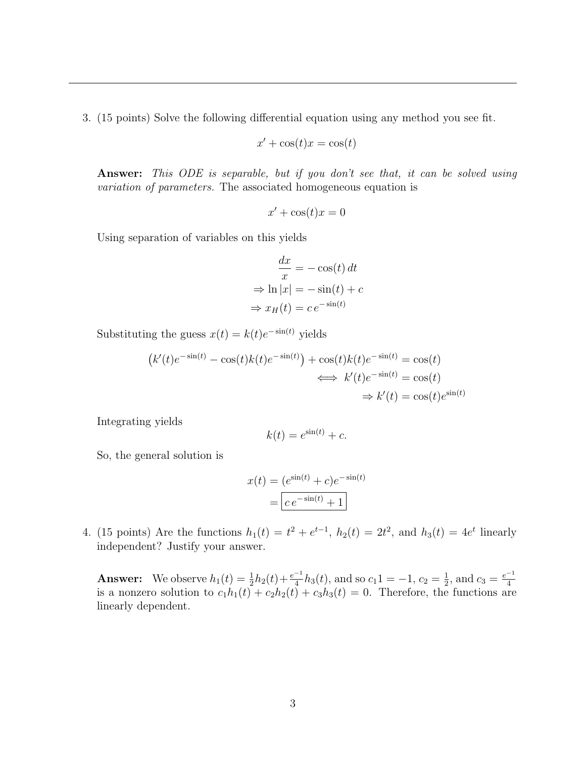3. (15 points) Solve the following differential equation using any method you see fit.

$$x' + \cos(t)x = \cos(t)$$

**Answer:** *This ODE is separable, but if you don't see that, it can be solved using variation of parameters.* The associated homogeneous equation is

$$x' + \cos(t)x = 0$$

Using separation of variables on this yields

$$\begin{aligned} \frac{dx}{x} &= -\cos(t)\,dt \\ \Rightarrow \ln|x| &= -\sin(t) + c \\ \Rightarrow x_H(t) &= c\,e^{-\sin(t)} \end{aligned}$$

Substituting the guess $x(t) = k(t)e^{-\sin(t)}$ yields

$$\begin{aligned} \left(k'(t)e^{-\sin(t)} - \cos(t)k(t)e^{-\sin(t)}\right) + \cos(t)k(t)e^{-\sin(t)} &= \cos(t) \\ \iff k'(t)e^{-\sin(t)} &= \cos(t) \\ \Rightarrow k'(t) &= \cos(t)e^{\sin(t)} \end{aligned}$$

Integrating yields

$$k(t) = e^{\sin(t)} + c.$$

So, the general solution is

$$\begin{aligned} x(t) &= (e^{\sin(t)} + c)e^{-\sin(t)} \\ &= \boxed{c\,e^{-\sin(t)} + 1} \end{aligned}$$

4. (15 points) Are the functions $h_1(t) = t^2 + e^{t-1}$, $h_2(t) = 2t^2$, and $h_3(t) = 4e^t$ linearly independent? Justify your answer.

**Answer:** We observe $h_1(t) = \frac{1}{2}h_2(t) + \frac{e^{-1}}{4}h_3(t)$, and so $c_1 1 = -1$, $c_2 = \frac{1}{2}$, and $c_3 = \frac{e^{-1}}{4}$ is a nonzero solution to $c_1h_1(t) + c_2h_2(t) + c_3h_3(t) = 0$. Therefore, the functions are linearly dependent.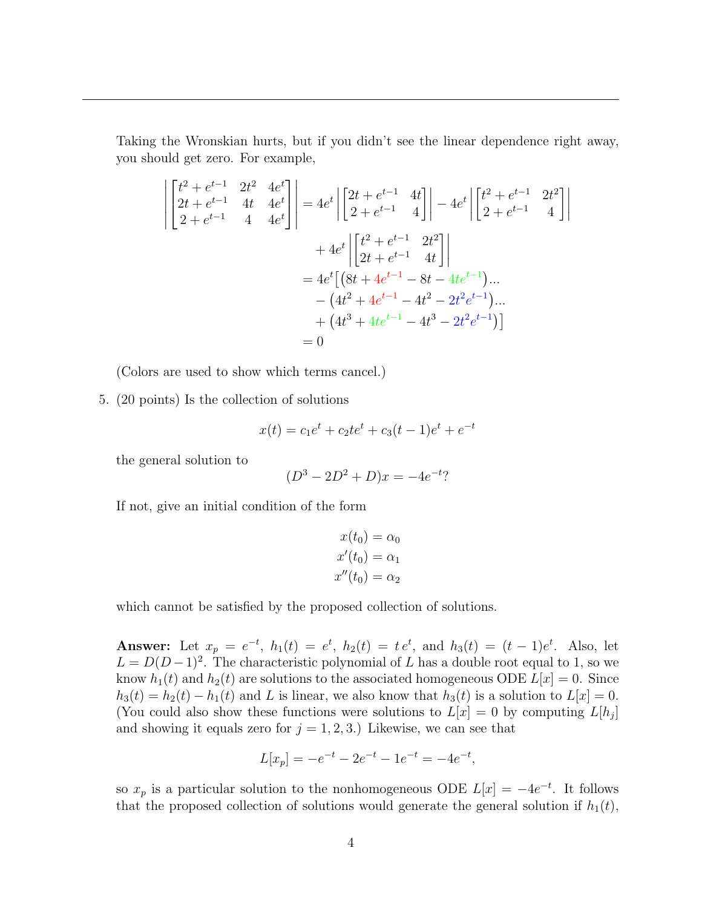Taking the Wronskian hurts, but if you didn't see the linear dependence right away, you should get zero. For example,

$$
\begin{aligned}
\left|\begin{bmatrix} t^2 + e^{t-1} & 2t^2 & 4e^t \\ 2t + e^{t-1} & 4t & 4e^t \\ 2 + e^{t-1} & 4 & 4e^t \end{bmatrix}\right| &= 4e^t \left|\begin{bmatrix} 2t + e^{t-1} & 4t \\ 2 + e^{t-1} & 4 \end{bmatrix}\right| - 4e^t \left|\begin{bmatrix} t^2 + e^{t-1} & 2t^2 \\ 2 + e^{t-1} & 4 \end{bmatrix}\right| \\
&\quad + 4e^t \left|\begin{bmatrix} t^2 + e^{t-1} & 2t^2 \\ 2t + e^{t-1} & 4t \end{bmatrix}\right| \\
&= 4e^t \big[ \big(8t + 4e^{t-1} - 8t - 4te^{t-1}\big) \ldots \\
&\quad - \big(4t^2 + 4e^{t-1} - 4t^2 - 2t^2 e^{t-1}\big) \ldots \\
&\quad + \big(4t^3 + 4te^{t-1} - 4t^3 - 2t^2 e^{t-1}\big) \big] \\
&= 0
\end{aligned}
$$

(Colors are used to show which terms cancel.)

5. (20 points) Is the collection of solutions

$$x(t) = c_1 e^t + c_2 t e^t + c_3 (t-1) e^t + e^{-t}$$

the general solution to

$$(D^3 - 2D^2 + D)x = -4e^{-t}?$$

If not, give an initial condition of the form

$$
\begin{aligned}
x(t_0) &= \alpha_0 \\
x'(t_0) &= \alpha_1 \\
x''(t_0) &= \alpha_2
\end{aligned}
$$

which cannot be satisfied by the proposed collection of solutions.

**Answer:** Let $x_p = e^{-t}$, $h_1(t) = e^t$, $h_2(t) = t\,e^t$, and $h_3(t) = (t-1)e^t$. Also, let $L = D(D-1)^2$. The characteristic polynomial of $L$ has a double root equal to 1, so we know $h_1(t)$ and $h_2(t)$ are solutions to the associated homogeneous ODE $L[x] = 0$. Since $h_3(t) = h_2(t) - h_1(t)$ and $L$ is linear, we also know that $h_3(t)$ is a solution to $L[x] = 0$. (You could also show these functions were solutions to $L[x] = 0$ by computing $L[h_j]$ and showing it equals zero for $j = 1, 2, 3$.) Likewise, we can see that

$$L[x_p] = -e^{-t} - 2e^{-t} - 1e^{-t} = -4e^{-t},$$

so $x_p$ is a particular solution to the nonhomogeneous ODE $L[x] = -4e^{-t}$. It follows that the proposed collection of solutions would generate the general solution if $h_1(t)$,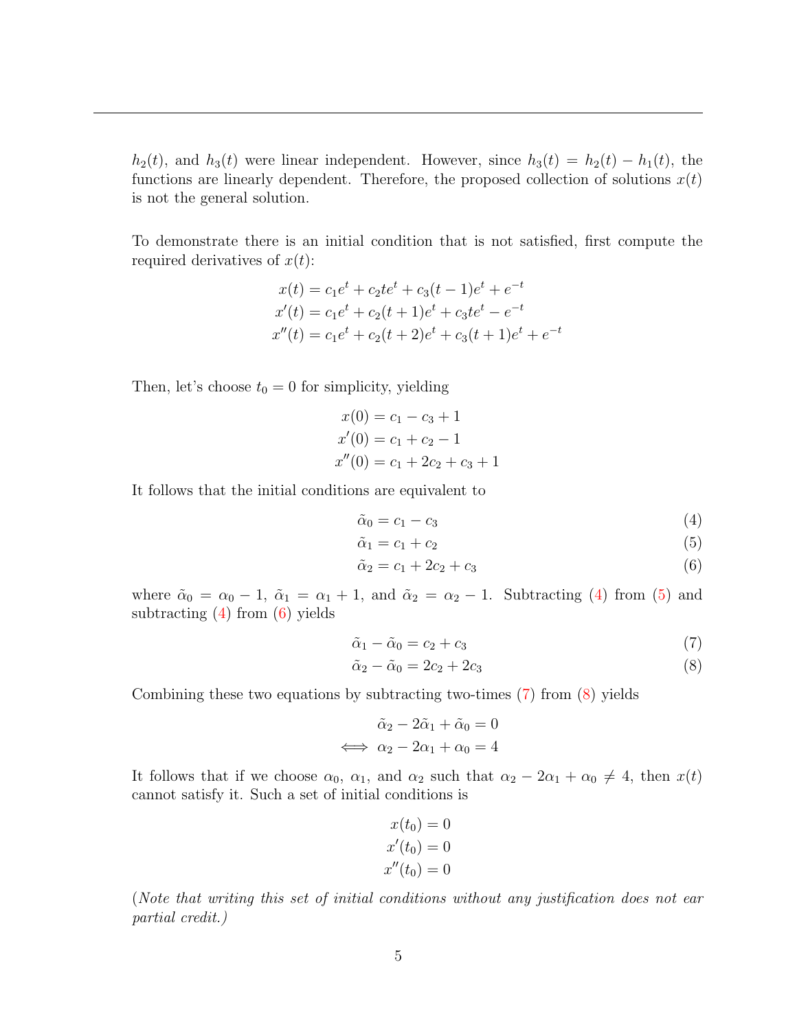$h_2(t)$, and $h_3(t)$ were linear independent. However, since $h_3(t) = h_2(t) - h_1(t)$, the functions are linearly dependent. Therefore, the proposed collection of solutions $x(t)$ is not the general solution.

To demonstrate there is an initial condition that is not satisfied, first compute the required derivatives of $x(t)$:

$$
\begin{aligned}
x(t) &= c_1 e^t + c_2 t e^t + c_3 (t-1) e^t + e^{-t} \\
x'(t) &= c_1 e^t + c_2 (t+1) e^t + c_3 t e^t - e^{-t} \\
x''(t) &= c_1 e^t + c_2 (t+2) e^t + c_3 (t+1) e^t + e^{-t}
\end{aligned}
$$

Then, let's choose $t_0 = 0$ for simplicity, yielding

$$
\begin{aligned}
x(0) &= c_1 - c_3 + 1 \\
x'(0) &= c_1 + c_2 - 1 \\
x''(0) &= c_1 + 2c_2 + c_3 + 1
\end{aligned}
$$

It follows that the initial conditions are equivalent to

$$
\tilde{\alpha}_0 = c_1 - c_3 \tag{4}
$$

$$
\tilde{\alpha}_1 = c_1 + c_2 \tag{5}
$$

$$
\tilde{\alpha}_2 = c_1 + 2c_2 + c_3 \tag{6}
$$

where $\tilde{\alpha}_0 = \alpha_0 - 1$, $\tilde{\alpha}_1 = \alpha_1 + 1$, and $\tilde{\alpha}_2 = \alpha_2 - 1$. Subtracting (4) from (5) and subtracting (4) from (6) yields

$$
\tilde{\alpha}_1 - \tilde{\alpha}_0 = c_2 + c_3 \tag{7}
$$

$$
\tilde{\alpha}_2 - \tilde{\alpha}_0 = 2c_2 + 2c_3 \tag{8}
$$

Combining these two equations by subtracting two-times (7) from (8) yields

$$
\begin{aligned}
& \tilde{\alpha}_2 - 2\tilde{\alpha}_1 + \tilde{\alpha}_0 = 0 \\
\iff \ & \alpha_2 - 2\alpha_1 + \alpha_0 = 4
\end{aligned}
$$

It follows that if we choose $\alpha_0$, $\alpha_1$, and $\alpha_2$ such that $\alpha_2 - 2\alpha_1 + \alpha_0 \neq 4$, then $x(t)$ cannot satisfy it. Such a set of initial conditions is

$$
\begin{aligned}
x(t_0) &= 0 \\
x'(t_0) &= 0 \\
x''(t_0) &= 0
\end{aligned}
$$

*(Note that writing this set of initial conditions without any justification does not ear partial credit.)*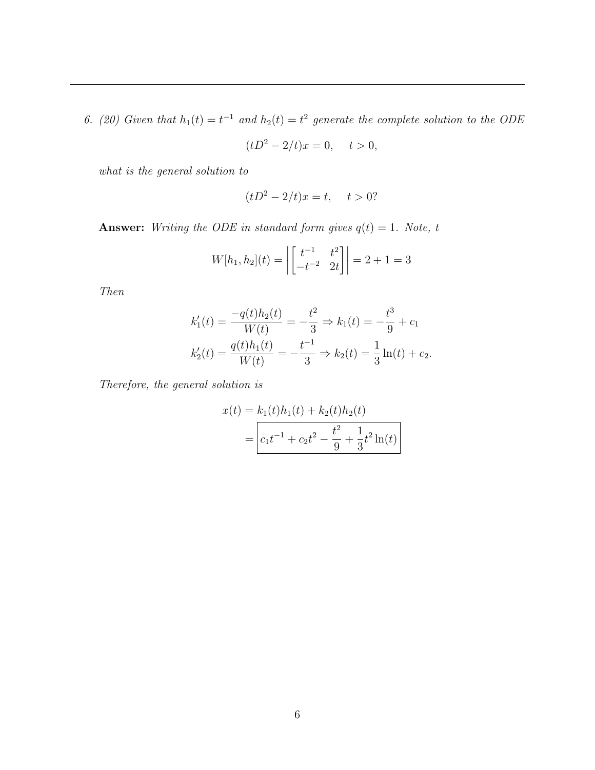6. (20) *Given that $h_1(t) = t^{-1}$ and $h_2(t) = t^2$ generate the complete solution to the ODE*

$$(tD^2 - 2/t)x = 0, \quad t > 0,$$

*what is the general solution to*

$$(tD^2 - 2/t)x = t, \quad t > 0?$$

**Answer:** *Writing the ODE in standard form gives $q(t) = 1$. Note, t*

$$W[h_1, h_2](t) = \left| \begin{bmatrix} t^{-1} & t^2 \\ -t^{-2} & 2t \end{bmatrix} \right| = 2 + 1 = 3$$

*Then*

$$k_1'(t) = \frac{-q(t)h_2(t)}{W(t)} = -\frac{t^2}{3} \Rightarrow k_1(t) = -\frac{t^3}{9} + c_1$$

$$k_2'(t) = \frac{q(t)h_1(t)}{W(t)} = -\frac{t^{-1}}{3} \Rightarrow k_2(t) = \frac{1}{3}\ln(t) + c_2.$$

*Therefore, the general solution is*

$$\begin{aligned} x(t) &= k_1(t)h_1(t) + k_2(t)h_2(t) \\ &= \boxed{c_1 t^{-1} + c_2 t^2 - \frac{t^2}{9} + \frac{1}{3}t^2\ln(t)} \end{aligned}$$